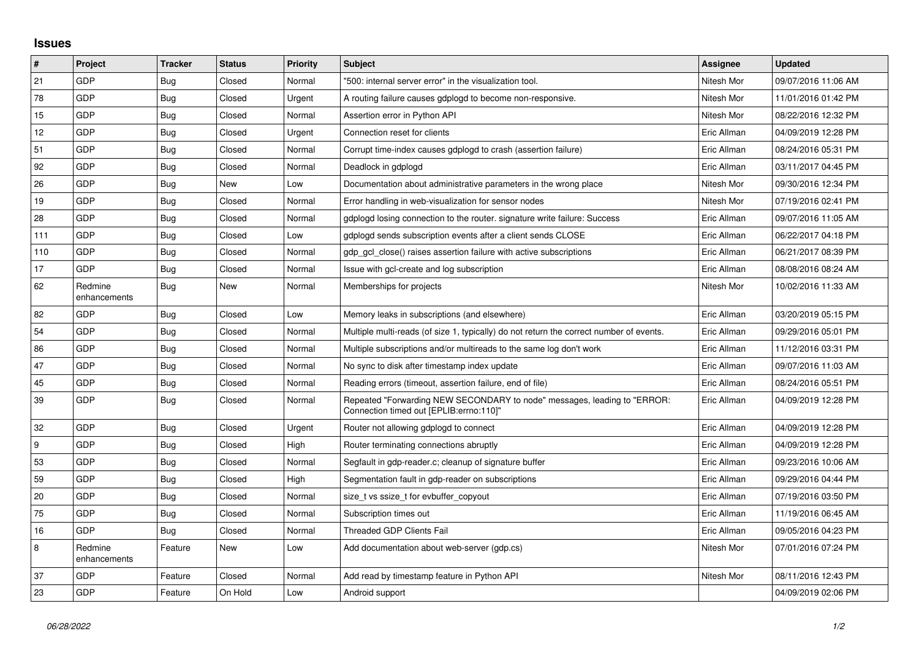## Issues

| # | Project | Tracker | Status | Priority | Subject | Assignee | Updated |
|---|---|---|---|---|---|---|---|
| 21 | GDP | Bug | Closed | Normal | "500: internal server error" in the visualization tool. | Nitesh Mor | 09/07/2016 11:06 AM |
| 78 | GDP | Bug | Closed | Urgent | A routing failure causes gdplogd to become non-responsive. | Nitesh Mor | 11/01/2016 01:42 PM |
| 15 | GDP | Bug | Closed | Normal | Assertion error in Python API | Nitesh Mor | 08/22/2016 12:32 PM |
| 12 | GDP | Bug | Closed | Urgent | Connection reset for clients | Eric Allman | 04/09/2019 12:28 PM |
| 51 | GDP | Bug | Closed | Normal | Corrupt time-index causes gdplogd to crash (assertion failure) | Eric Allman | 08/24/2016 05:31 PM |
| 92 | GDP | Bug | Closed | Normal | Deadlock in gdplogd | Eric Allman | 03/11/2017 04:45 PM |
| 26 | GDP | Bug | New | Low | Documentation about administrative parameters in the wrong place | Nitesh Mor | 09/30/2016 12:34 PM |
| 19 | GDP | Bug | Closed | Normal | Error handling in web-visualization for sensor nodes | Nitesh Mor | 07/19/2016 02:41 PM |
| 28 | GDP | Bug | Closed | Normal | gdplogd losing connection to the router. signature write failure: Success | Eric Allman | 09/07/2016 11:05 AM |
| 111 | GDP | Bug | Closed | Low | gdplogd sends subscription events after a client sends CLOSE | Eric Allman | 06/22/2017 04:18 PM |
| 110 | GDP | Bug | Closed | Normal | gdp_gcl_close() raises assertion failure with active subscriptions | Eric Allman | 06/21/2017 08:39 PM |
| 17 | GDP | Bug | Closed | Normal | Issue with gcl-create and log subscription | Eric Allman | 08/08/2016 08:24 AM |
| 62 | Redmine enhancements | Bug | New | Normal | Memberships for projects | Nitesh Mor | 10/02/2016 11:33 AM |
| 82 | GDP | Bug | Closed | Low | Memory leaks in subscriptions (and elsewhere) | Eric Allman | 03/20/2019 05:15 PM |
| 54 | GDP | Bug | Closed | Normal | Multiple multi-reads (of size 1, typically) do not return the correct number of events. | Eric Allman | 09/29/2016 05:01 PM |
| 86 | GDP | Bug | Closed | Normal | Multiple subscriptions and/or multireads to the same log don't work | Eric Allman | 11/12/2016 03:31 PM |
| 47 | GDP | Bug | Closed | Normal | No sync to disk after timestamp index update | Eric Allman | 09/07/2016 11:03 AM |
| 45 | GDP | Bug | Closed | Normal | Reading errors (timeout, assertion failure, end of file) | Eric Allman | 08/24/2016 05:51 PM |
| 39 | GDP | Bug | Closed | Normal | Repeated "Forwarding NEW SECONDARY to node" messages, leading to "ERROR: Connection timed out [EPLIB:errno:110]" | Eric Allman | 04/09/2019 12:28 PM |
| 32 | GDP | Bug | Closed | Urgent | Router not allowing gdplogd to connect | Eric Allman | 04/09/2019 12:28 PM |
| 9 | GDP | Bug | Closed | High | Router terminating connections abruptly | Eric Allman | 04/09/2019 12:28 PM |
| 53 | GDP | Bug | Closed | Normal | Segfault in gdp-reader.c; cleanup of signature buffer | Eric Allman | 09/23/2016 10:06 AM |
| 59 | GDP | Bug | Closed | High | Segmentation fault in gdp-reader on subscriptions | Eric Allman | 09/29/2016 04:44 PM |
| 20 | GDP | Bug | Closed | Normal | size_t vs ssize_t for evbuffer_copyout | Eric Allman | 07/19/2016 03:50 PM |
| 75 | GDP | Bug | Closed | Normal | Subscription times out | Eric Allman | 11/19/2016 06:45 AM |
| 16 | GDP | Bug | Closed | Normal | Threaded GDP Clients Fail | Eric Allman | 09/05/2016 04:23 PM |
| 8 | Redmine enhancements | Feature | New | Low | Add documentation about web-server (gdp.cs) | Nitesh Mor | 07/01/2016 07:24 PM |
| 37 | GDP | Feature | Closed | Normal | Add read by timestamp feature in Python API | Nitesh Mor | 08/11/2016 12:43 PM |
| 23 | GDP | Feature | On Hold | Low | Android support | | 04/09/2019 02:06 PM |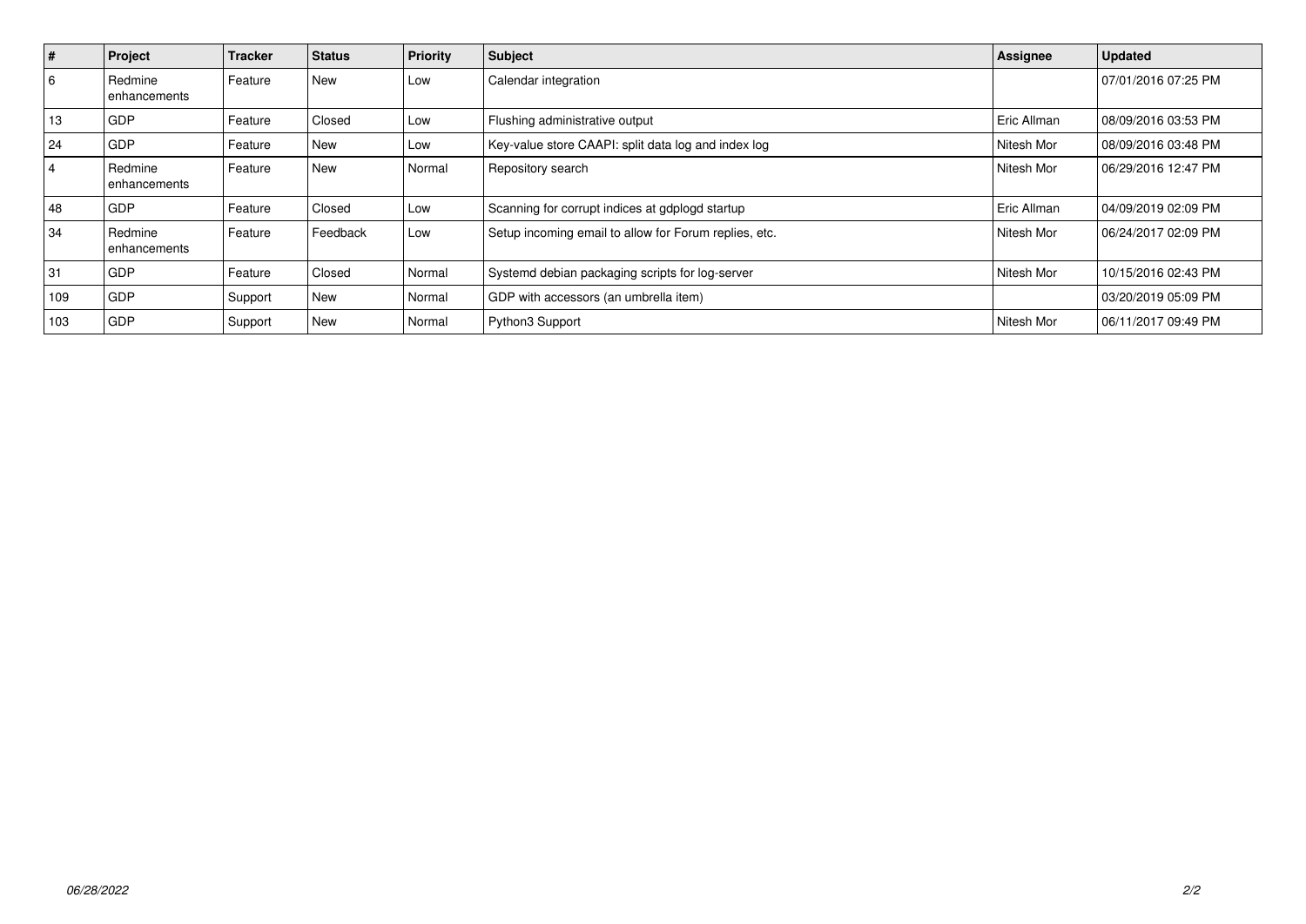| # | Project | Tracker | Status | Priority | Subject | Assignee | Updated |
| --- | --- | --- | --- | --- | --- | --- | --- |
| 6 | Redmine enhancements | Feature | New | Low | Calendar integration | | 07/01/2016 07:25 PM |
| 13 | GDP | Feature | Closed | Low | Flushing administrative output | Eric Allman | 08/09/2016 03:53 PM |
| 24 | GDP | Feature | New | Low | Key-value store CAAPI: split data log and index log | Nitesh Mor | 08/09/2016 03:48 PM |
| 4 | Redmine enhancements | Feature | New | Normal | Repository search | Nitesh Mor | 06/29/2016 12:47 PM |
| 48 | GDP | Feature | Closed | Low | Scanning for corrupt indices at gdplogd startup | Eric Allman | 04/09/2019 02:09 PM |
| 34 | Redmine enhancements | Feature | Feedback | Low | Setup incoming email to allow for Forum replies, etc. | Nitesh Mor | 06/24/2017 02:09 PM |
| 31 | GDP | Feature | Closed | Normal | Systemd debian packaging scripts for log-server | Nitesh Mor | 10/15/2016 02:43 PM |
| 109 | GDP | Support | New | Normal | GDP with accessors (an umbrella item) | | 03/20/2019 05:09 PM |
| 103 | GDP | Support | New | Normal | Python3 Support | Nitesh Mor | 06/11/2017 09:49 PM |